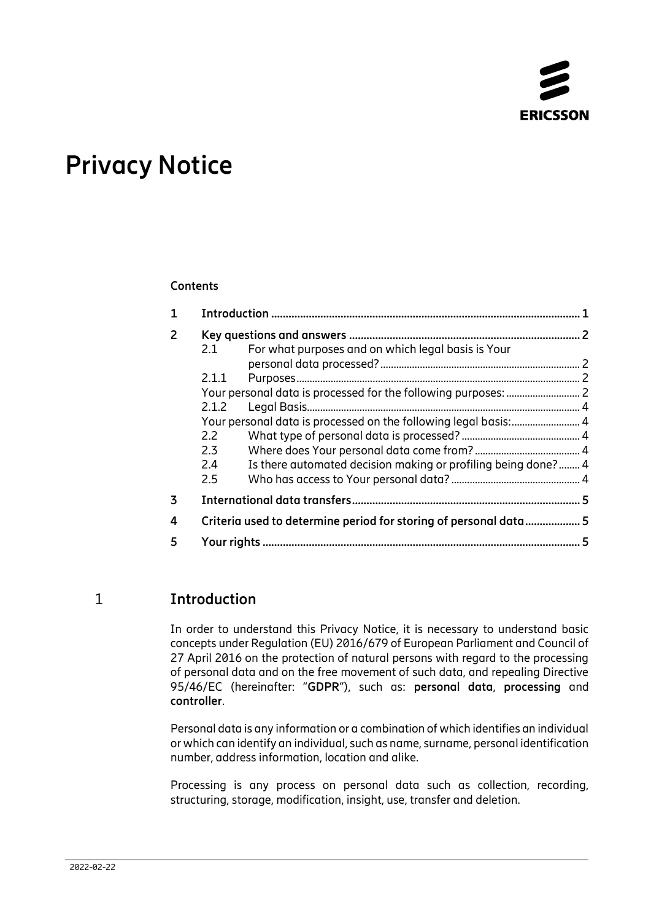# Privacy Notice

**Contents**

| | | | |
|---|---|---|---|
| **1** | **Introduction** | | **1** |
| **2** | **Key questions and answers** | | **2** |
| | 2.1 | For what purposes and on which legal basis is Your personal data processed? | 2 |
| | 2.1.1 | Purposes | 2 |
| | Your personal data is processed for the following purposes: | | 2 |
| | 2.1.2 | Legal Basis | 4 |
| | Your personal data is processed on the following legal basis: | | 4 |
| | 2.2 | What type of personal data is processed? | 4 |
| | 2.3 | Where does Your personal data come from? | 4 |
| | 2.4 | Is there automated decision making or profiling being done? | 4 |
| | 2.5 | Who has access to Your personal data? | 4 |
| **3** | **International data transfers** | | **5** |
| **4** | **Criteria used to determine period for storing of personal data** | | **5** |
| **5** | **Your rights** | | **5** |

## 1 Introduction

In order to understand this Privacy Notice, it is necessary to understand basic concepts under Regulation (EU) 2016/679 of European Parliament and Council of 27 April 2016 on the protection of natural persons with regard to the processing of personal data and on the free movement of such data, and repealing Directive 95/46/EC (hereinafter: "**GDPR**"), such as: **personal data**, **processing** and **controller**.

Personal data is any information or a combination of which identifies an individual or which can identify an individual, such as name, surname, personal identification number, address information, location and alike.

Processing is any process on personal data such as collection, recording, structuring, storage, modification, insight, use, transfer and deletion.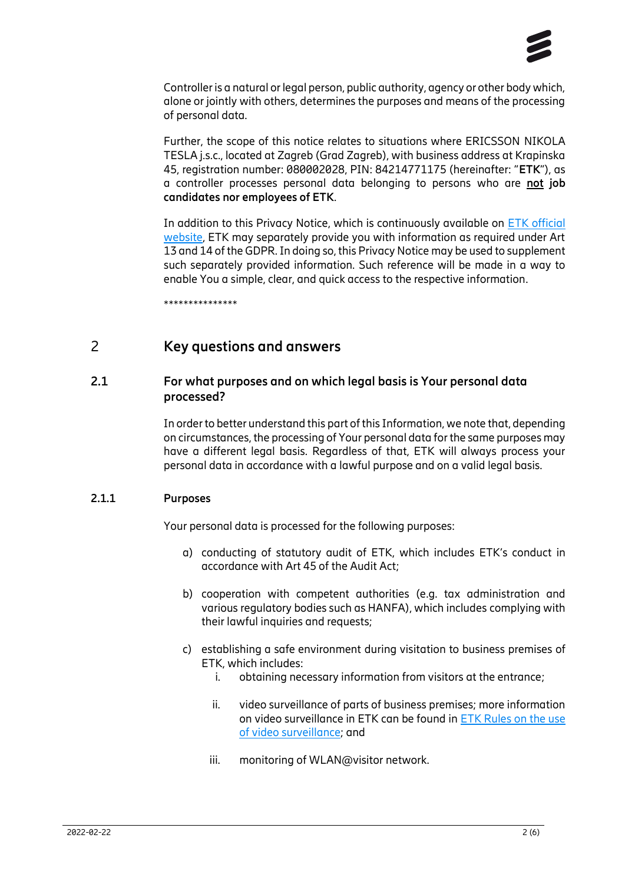Controller is a natural or legal person, public authority, agency or other body which, alone or jointly with others, determines the purposes and means of the processing of personal data.

Further, the scope of this notice relates to situations where ERICSSON NIKOLA TESLA j.s.c., located at Zagreb (Grad Zagreb), with business address at Krapinska 45, registration number: 080002028, PIN: 84214771175 (hereinafter: "**ETK**"), as a controller processes personal data belonging to persons who are **not job candidates nor employees of ETK**.

In addition to this Privacy Notice, which is continuously available on [ETK official website](), ETK may separately provide you with information as required under Art 13 and 14 of the GDPR. In doing so, this Privacy Notice may be used to supplement such separately provided information. Such reference will be made in a way to enable You a simple, clear, and quick access to the respective information.

***************

## 2 Key questions and answers

### 2.1 For what purposes and on which legal basis is Your personal data processed?

In order to better understand this part of this Information, we note that, depending on circumstances, the processing of Your personal data for the same purposes may have a different legal basis. Regardless of that, ETK will always process your personal data in accordance with a lawful purpose and on a valid legal basis.

#### 2.1.1 Purposes

Your personal data is processed for the following purposes:

a) conducting of statutory audit of ETK, which includes ETK's conduct in accordance with Art 45 of the Audit Act;

b) cooperation with competent authorities (e.g. tax administration and various regulatory bodies such as HANFA), which includes complying with their lawful inquiries and requests;

c) establishing a safe environment during visitation to business premises of ETK, which includes:
   i. obtaining necessary information from visitors at the entrance;

   ii. video surveillance of parts of business premises; more information on video surveillance in ETK can be found in [ETK Rules on the use of video surveillance](); and

   iii. monitoring of WLAN@visitor network.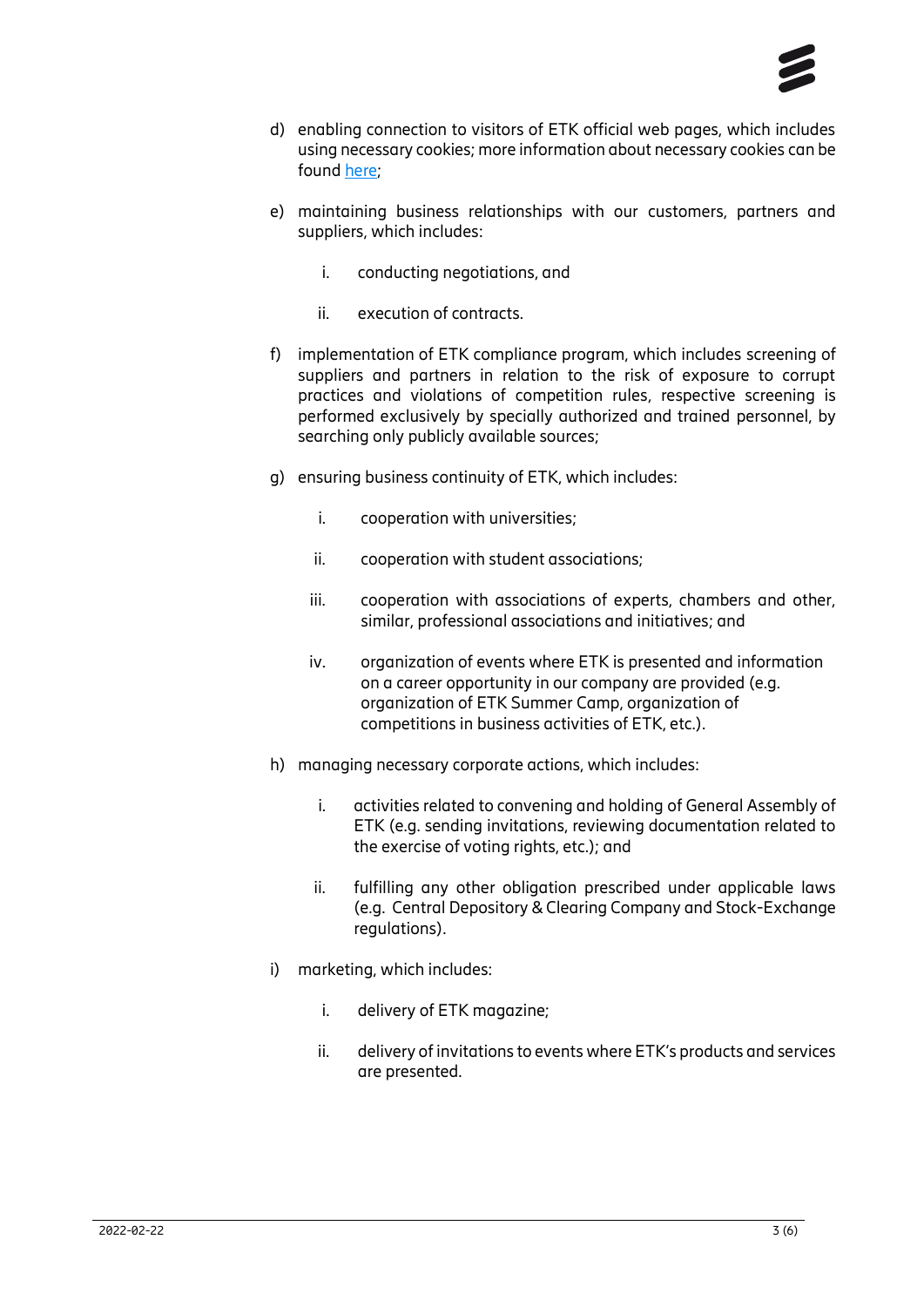d) enabling connection to visitors of ETK official web pages, which includes using necessary cookies; more information about necessary cookies can be found here;

e) maintaining business relationships with our customers, partners and suppliers, which includes:

   i. conducting negotiations, and

   ii. execution of contracts.

f) implementation of ETK compliance program, which includes screening of suppliers and partners in relation to the risk of exposure to corrupt practices and violations of competition rules, respective screening is performed exclusively by specially authorized and trained personnel, by searching only publicly available sources;

g) ensuring business continuity of ETK, which includes:

   i. cooperation with universities;

   ii. cooperation with student associations;

   iii. cooperation with associations of experts, chambers and other, similar, professional associations and initiatives; and

   iv. organization of events where ETK is presented and information on a career opportunity in our company are provided (e.g. organization of ETK Summer Camp, organization of competitions in business activities of ETK, etc.).

h) managing necessary corporate actions, which includes:

   i. activities related to convening and holding of General Assembly of ETK (e.g. sending invitations, reviewing documentation related to the exercise of voting rights, etc.); and

   ii. fulfilling any other obligation prescribed under applicable laws (e.g. Central Depository & Clearing Company and Stock-Exchange regulations).

i) marketing, which includes:

   i. delivery of ETK magazine;

   ii. delivery of invitations to events where ETK's products and services are presented.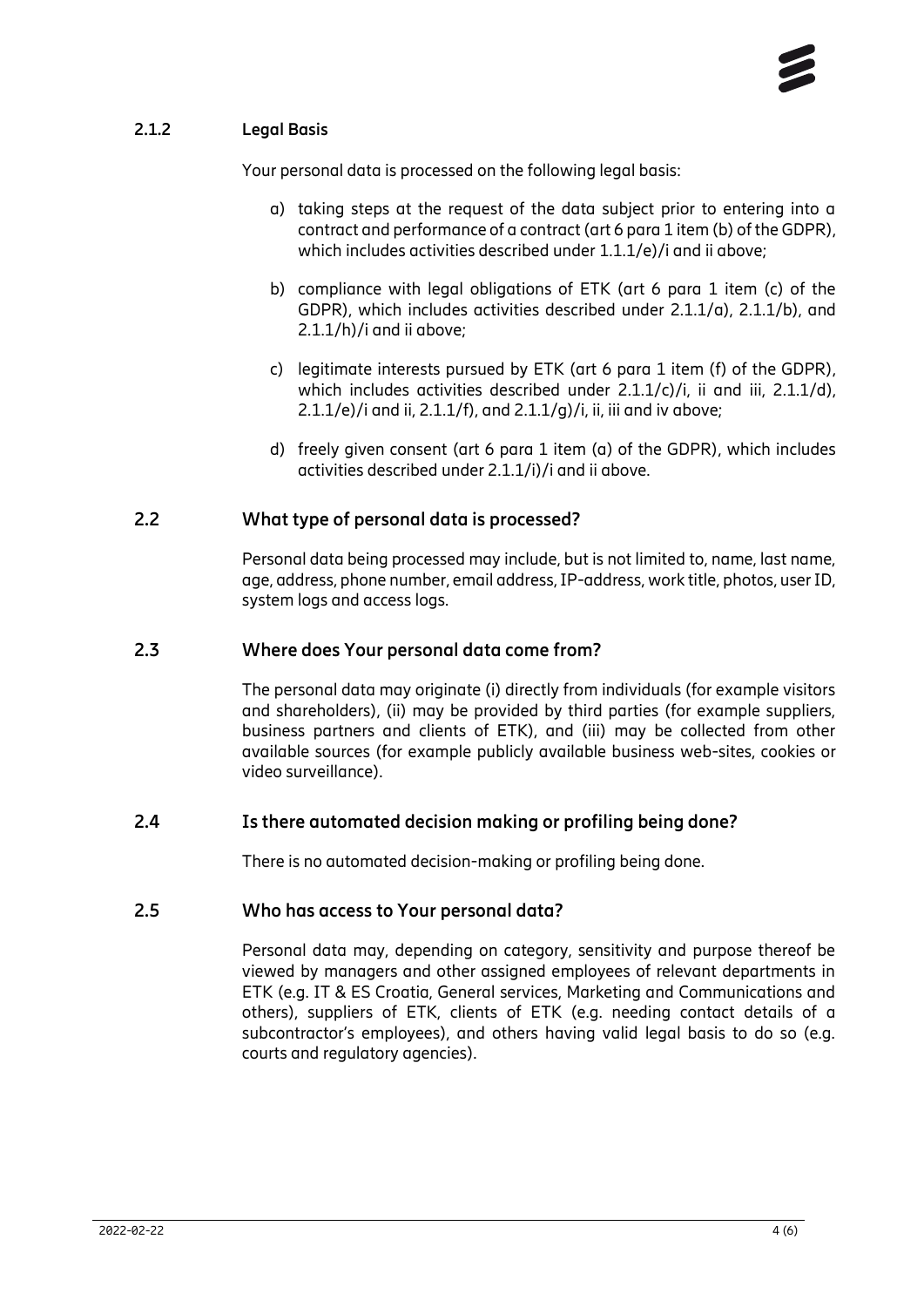### 2.1.2 Legal Basis

Your personal data is processed on the following legal basis:

a) taking steps at the request of the data subject prior to entering into a contract and performance of a contract (art 6 para 1 item (b) of the GDPR), which includes activities described under 1.1.1/e)/i and ii above;

b) compliance with legal obligations of ETK (art 6 para 1 item (c) of the GDPR), which includes activities described under 2.1.1/a), 2.1.1/b), and 2.1.1/h)/i and ii above;

c) legitimate interests pursued by ETK (art 6 para 1 item (f) of the GDPR), which includes activities described under 2.1.1/c)/i, ii and iii, 2.1.1/d), 2.1.1/e)/i and ii, 2.1.1/f), and 2.1.1/g)/i, ii, iii and iv above;

d) freely given consent (art 6 para 1 item (a) of the GDPR), which includes activities described under 2.1.1/i)/i and ii above.

## 2.2 What type of personal data is processed?

Personal data being processed may include, but is not limited to, name, last name, age, address, phone number, email address, IP-address, work title, photos, user ID, system logs and access logs.

## 2.3 Where does Your personal data come from?

The personal data may originate (i) directly from individuals (for example visitors and shareholders), (ii) may be provided by third parties (for example suppliers, business partners and clients of ETK), and (iii) may be collected from other available sources (for example publicly available business web-sites, cookies or video surveillance).

## 2.4 Is there automated decision making or profiling being done?

There is no automated decision-making or profiling being done.

## 2.5 Who has access to Your personal data?

Personal data may, depending on category, sensitivity and purpose thereof be viewed by managers and other assigned employees of relevant departments in ETK (e.g. IT & ES Croatia, General services, Marketing and Communications and others), suppliers of ETK, clients of ETK (e.g. needing contact details of a subcontractor's employees), and others having valid legal basis to do so (e.g. courts and regulatory agencies).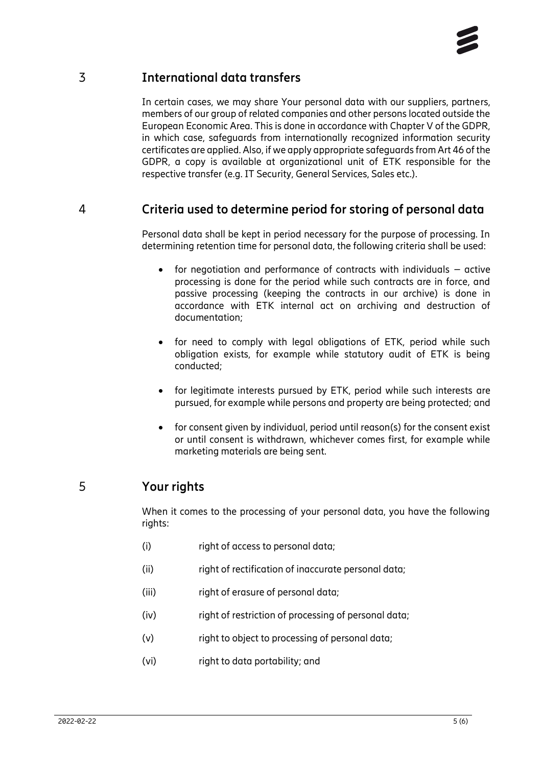## 3 International data transfers

In certain cases, we may share Your personal data with our suppliers, partners, members of our group of related companies and other persons located outside the European Economic Area. This is done in accordance with Chapter V of the GDPR, in which case, safeguards from internationally recognized information security certificates are applied. Also, if we apply appropriate safeguards from Art 46 of the GDPR, a copy is available at organizational unit of ETK responsible for the respective transfer (e.g. IT Security, General Services, Sales etc.).

## 4 Criteria used to determine period for storing of personal data

Personal data shall be kept in period necessary for the purpose of processing. In determining retention time for personal data, the following criteria shall be used:

- for negotiation and performance of contracts with individuals – active processing is done for the period while such contracts are in force, and passive processing (keeping the contracts in our archive) is done in accordance with ETK internal act on archiving and destruction of documentation;
- for need to comply with legal obligations of ETK, period while such obligation exists, for example while statutory audit of ETK is being conducted;
- for legitimate interests pursued by ETK, period while such interests are pursued, for example while persons and property are being protected; and
- for consent given by individual, period until reason(s) for the consent exist or until consent is withdrawn, whichever comes first, for example while marketing materials are being sent.

## 5 Your rights

When it comes to the processing of your personal data, you have the following rights:

(i) right of access to personal data;

(ii) right of rectification of inaccurate personal data;

(iii) right of erasure of personal data;

(iv) right of restriction of processing of personal data;

(v) right to object to processing of personal data;

(vi) right to data portability; and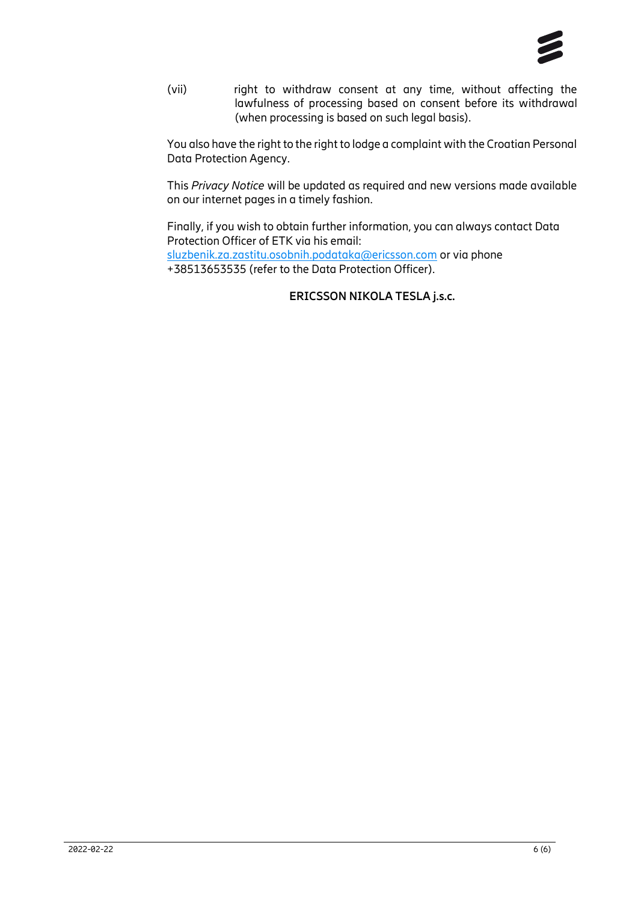(vii) right to withdraw consent at any time, without affecting the lawfulness of processing based on consent before its withdrawal (when processing is based on such legal basis).

You also have the right to the right to lodge a complaint with the Croatian Personal Data Protection Agency.

This *Privacy Notice* will be updated as required and new versions made available on our internet pages in a timely fashion.

Finally, if you wish to obtain further information, you can always contact Data Protection Officer of ETK via his email: sluzbenik.za.zastitu.osobnih.podataka@ericsson.com or via phone +38513653535 (refer to the Data Protection Officer).

**ERICSSON NIKOLA TESLA j.s.c.**